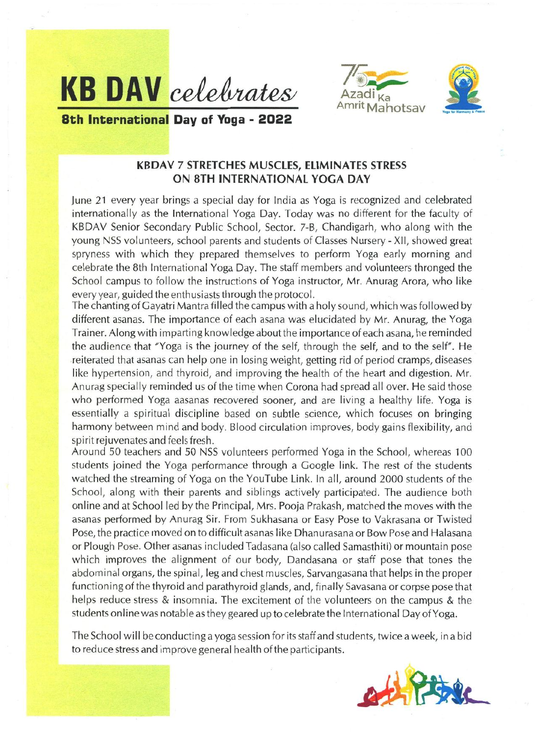# KB DAV *celebrates*

**8th International Day of Yoga - 2022**

Azadi Ka Amrit Mahotsav

## KBDAV 7 STRETCHES MUSCLES, ELIMINATES STRESS ON 8TH INTERNATIONAL YOGA DAY

June 21 every year brings a special day for India as Yoga is recognized and celebrated internationally as the International Yoga Day. Today was no different for the faculty of KBDAV Senior Secondary Public School, Sector. 7-B, Chandigarh, who along with the young NSS volunteers, school parents and students of Classes Nursery - XII, showed great spryness with which they prepared themselves to perform Yoga early morning and celebrate the 8th International Yoga Day. The staff members and volunteers thronged the School campus to follow the instructions of Yoga instructor, Mr. Anurag Arora, who like every year, guided the enthusiasts through the protocol.

The chanting of Gayatri Mantra filled the campus with a holy sound, which was followed by different asanas. The importance of each asana was elucidated by Mr. Anurag, the Yoga Trainer. Along with imparting knowledge about the importance of each asana, he reminded the audience that "Yoga is the journey of the self, through the self, and to the self". He reiterated that asanas can help one in losing weight, getting rid of period cramps, diseases like hypertension, and thyroid, and improving the health of the heart and digestion. Mr. Anurag specially reminded us of the time when Corona had spread all over. He said those who performed Yoga aasanas recovered sooner, and are living a healthy life. Yoga is essentially a spiritual discipline based on subtle science, which focuses on bringing harmony between mind and body. Blood circulation improves, body gains flexibility, and spirit rejuvenates and feels fresh.

Around 50 teachers and 50 NSS volunteers performed Yoga in the School, whereas 100 students joined the Yoga performance through a Google link. The rest of the students watched the streaming of Yoga on the YouTube Link. In all, around 2000 students of the School, along with their parents and siblings actively participated. The audience both online and at School led by the Principal, Mrs. Pooja Prakash, matched the moves with the asanas performed by Anurag Sir. From Sukhasana or Easy Pose to Vakrasana or Twisted Pose, the practice moved on to difficult asanas like Dhanurasana or Bow Pose and Halasana or Plough Pose. Other asanas included Tadasana (also called Samasthiti) or mountain pose which improves the alignment of our body, Dandasana or staff pose that tones the abdominal organs, the spinal, leg and chest muscles, Sarvangasana that helps in the proper functioning of the thyroid and parathyroid glands, and, finally Savasana or corpse pose that helps reduce stress & insomnia. The excitement of the volunteers on the campus & the students online was notable as they geared up to celebrate the International Day of Yoga.

The School will be conducting a yoga session for its staff and students, twice a week, in a bid to reduce stress and improve general health of the participants.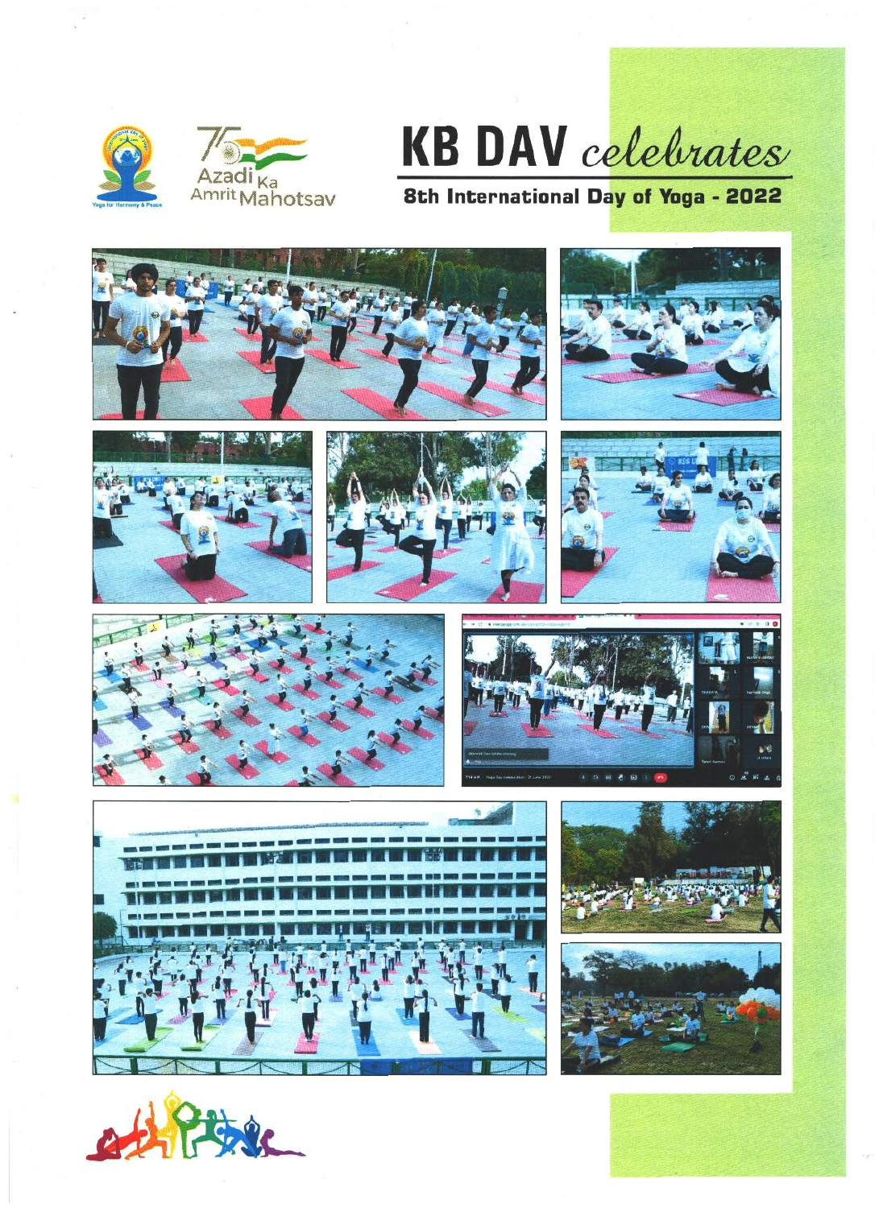# KB DAV *celebrates*

## 8th International Day of Yoga - 2022